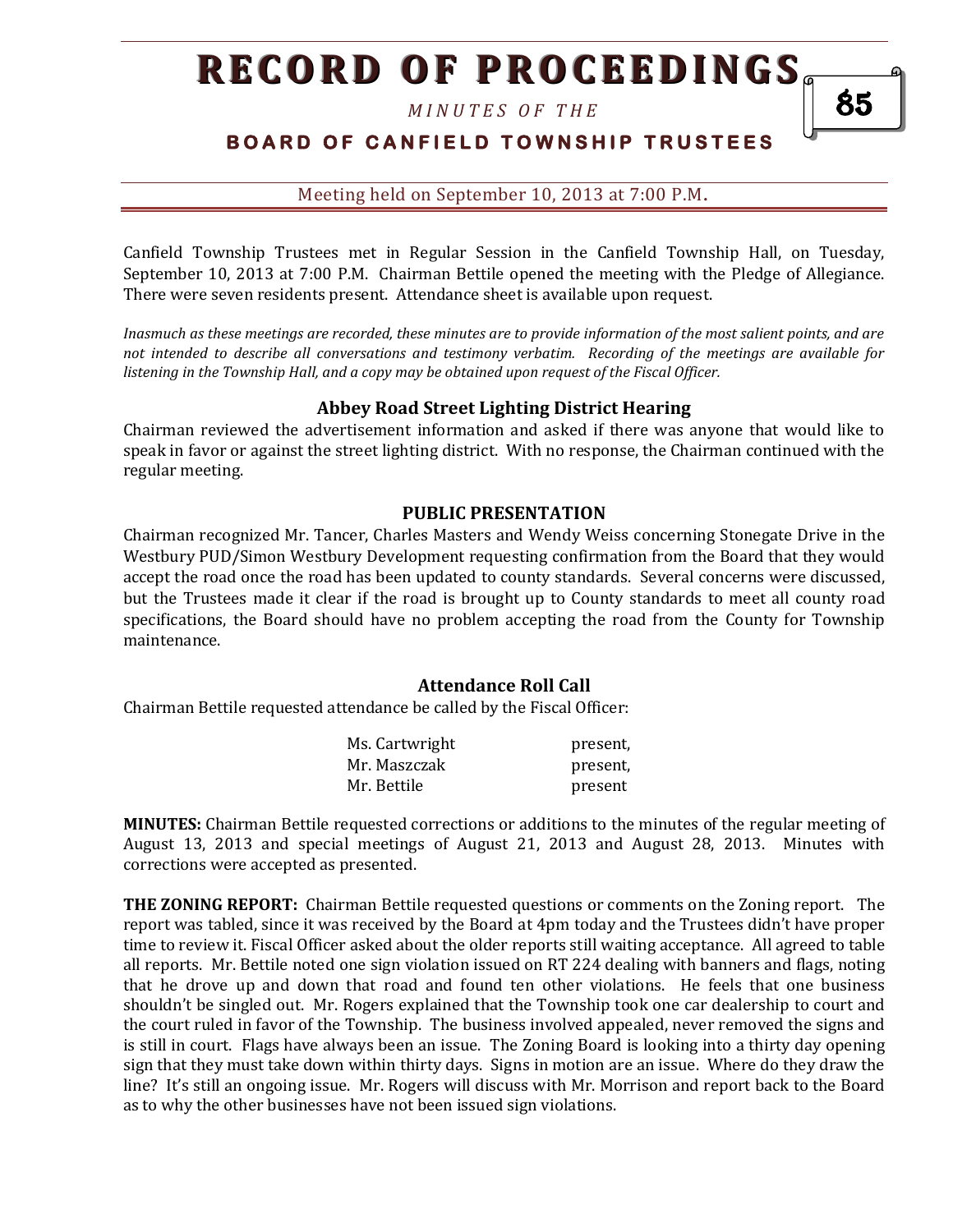# RECORD OF PROCEEDINGS

*MINUTES OF THE*

**BOARD OF CANFIELD TOWNSHIP TRUSTEES**

Meeting held on September 10, 2013 at 7:00 P.M.

Canfield Township Trustees met in Regular Session in the Canfield Township Hall, on Tuesday, September 10, 2013 at 7:00 P.M. Chairman Bettile opened the meeting with the Pledge of Allegiance. There were seven residents present. Attendance sheet is available upon request.

*Inasmuch as these meetings are recorded, these minutes are to provide information of the most salient points, and are not intended to describe all conversations and testimony verbatim. Recording of the meetings are available for listening in the Township Hall, and a copy may be obtained upon request of the Fiscal Officer.*

### Abbey Road Street Lighting District Hearing

Chairman reviewed the advertisement information and asked if there was anyone that would like to speak in favor or against the street lighting district. With no response, the Chairman continued with the regular meeting.

### PUBLIC PRESENTATION

Chairman recognized Mr. Tancer, Charles Masters and Wendy Weiss concerning Stonegate Drive in the Westbury PUD/Simon Westbury Development requesting confirmation from the Board that they would accept the road once the road has been updated to county standards. Several concerns were discussed, but the Trustees made it clear if the road is brought up to County standards to meet all county road specifications, the Board should have no problem accepting the road from the County for Township maintenance.

### Attendance Roll Call

Chairman Bettile requested attendance be called by the Fiscal Officer:

| | |
|---|---|
| Ms. Cartwright | present, |
| Mr. Maszczak | present, |
| Mr. Bettile | present |

**MINUTES:** Chairman Bettile requested corrections or additions to the minutes of the regular meeting of August 13, 2013 and special meetings of August 21, 2013 and August 28, 2013. Minutes with corrections were accepted as presented.

**THE ZONING REPORT:** Chairman Bettile requested questions or comments on the Zoning report. The report was tabled, since it was received by the Board at 4pm today and the Trustees didn't have proper time to review it. Fiscal Officer asked about the older reports still waiting acceptance. All agreed to table all reports. Mr. Bettile noted one sign violation issued on RT 224 dealing with banners and flags, noting that he drove up and down that road and found ten other violations. He feels that one business shouldn't be singled out. Mr. Rogers explained that the Township took one car dealership to court and the court ruled in favor of the Township. The business involved appealed, never removed the signs and is still in court. Flags have always been an issue. The Zoning Board is looking into a thirty day opening sign that they must take down within thirty days. Signs in motion are an issue. Where do they draw the line? It's still an ongoing issue. Mr. Rogers will discuss with Mr. Morrison and report back to the Board as to why the other businesses have not been issued sign violations.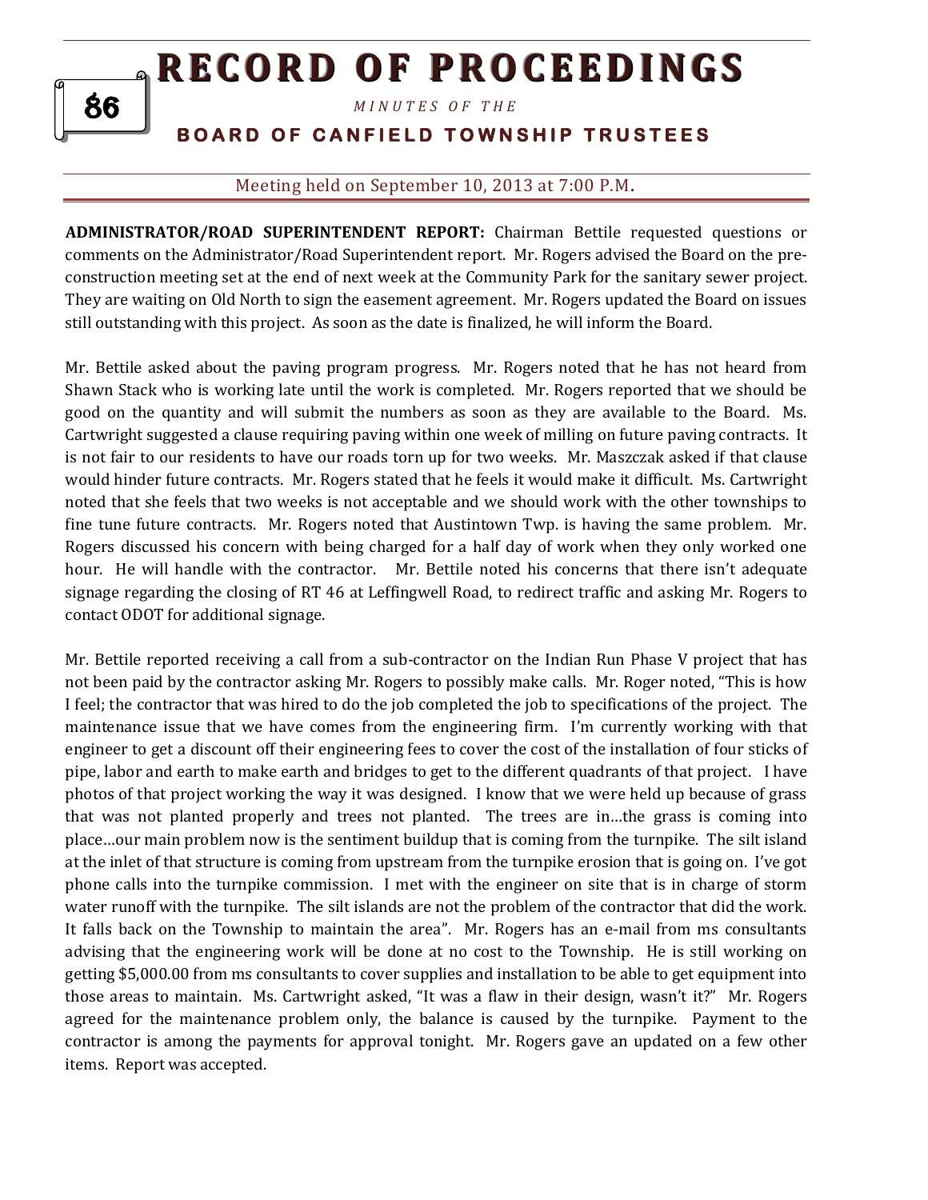**ADMINISTRATOR/ROAD SUPERINTENDENT REPORT:** Chairman Bettile requested questions or comments on the Administrator/Road Superintendent report. Mr. Rogers advised the Board on the pre-construction meeting set at the end of next week at the Community Park for the sanitary sewer project. They are waiting on Old North to sign the easement agreement. Mr. Rogers updated the Board on issues still outstanding with this project. As soon as the date is finalized, he will inform the Board.

Mr. Bettile asked about the paving program progress. Mr. Rogers noted that he has not heard from Shawn Stack who is working late until the work is completed. Mr. Rogers reported that we should be good on the quantity and will submit the numbers as soon as they are available to the Board. Ms. Cartwright suggested a clause requiring paving within one week of milling on future paving contracts. It is not fair to our residents to have our roads torn up for two weeks. Mr. Maszczak asked if that clause would hinder future contracts. Mr. Rogers stated that he feels it would make it difficult. Ms. Cartwright noted that she feels that two weeks is not acceptable and we should work with the other townships to fine tune future contracts. Mr. Rogers noted that Austintown Twp. is having the same problem. Mr. Rogers discussed his concern with being charged for a half day of work when they only worked one hour. He will handle with the contractor. Mr. Bettile noted his concerns that there isn't adequate signage regarding the closing of RT 46 at Leffingwell Road, to redirect traffic and asking Mr. Rogers to contact ODOT for additional signage.

Mr. Bettile reported receiving a call from a sub-contractor on the Indian Run Phase V project that has not been paid by the contractor asking Mr. Rogers to possibly make calls. Mr. Roger noted, "This is how I feel; the contractor that was hired to do the job completed the job to specifications of the project. The maintenance issue that we have comes from the engineering firm. I'm currently working with that engineer to get a discount off their engineering fees to cover the cost of the installation of four sticks of pipe, labor and earth to make earth and bridges to get to the different quadrants of that project. I have photos of that project working the way it was designed. I know that we were held up because of grass that was not planted properly and trees not planted. The trees are in…the grass is coming into place…our main problem now is the sentiment buildup that is coming from the turnpike. The silt island at the inlet of that structure is coming from upstream from the turnpike erosion that is going on. I've got phone calls into the turnpike commission. I met with the engineer on site that is in charge of storm water runoff with the turnpike. The silt islands are not the problem of the contractor that did the work. It falls back on the Township to maintain the area". Mr. Rogers has an e-mail from ms consultants advising that the engineering work will be done at no cost to the Township. He is still working on getting $5,000.00 from ms consultants to cover supplies and installation to be able to get equipment into those areas to maintain. Ms. Cartwright asked, "It was a flaw in their design, wasn't it?" Mr. Rogers agreed for the maintenance problem only, the balance is caused by the turnpike. Payment to the contractor is among the payments for approval tonight. Mr. Rogers gave an updated on a few other items. Report was accepted.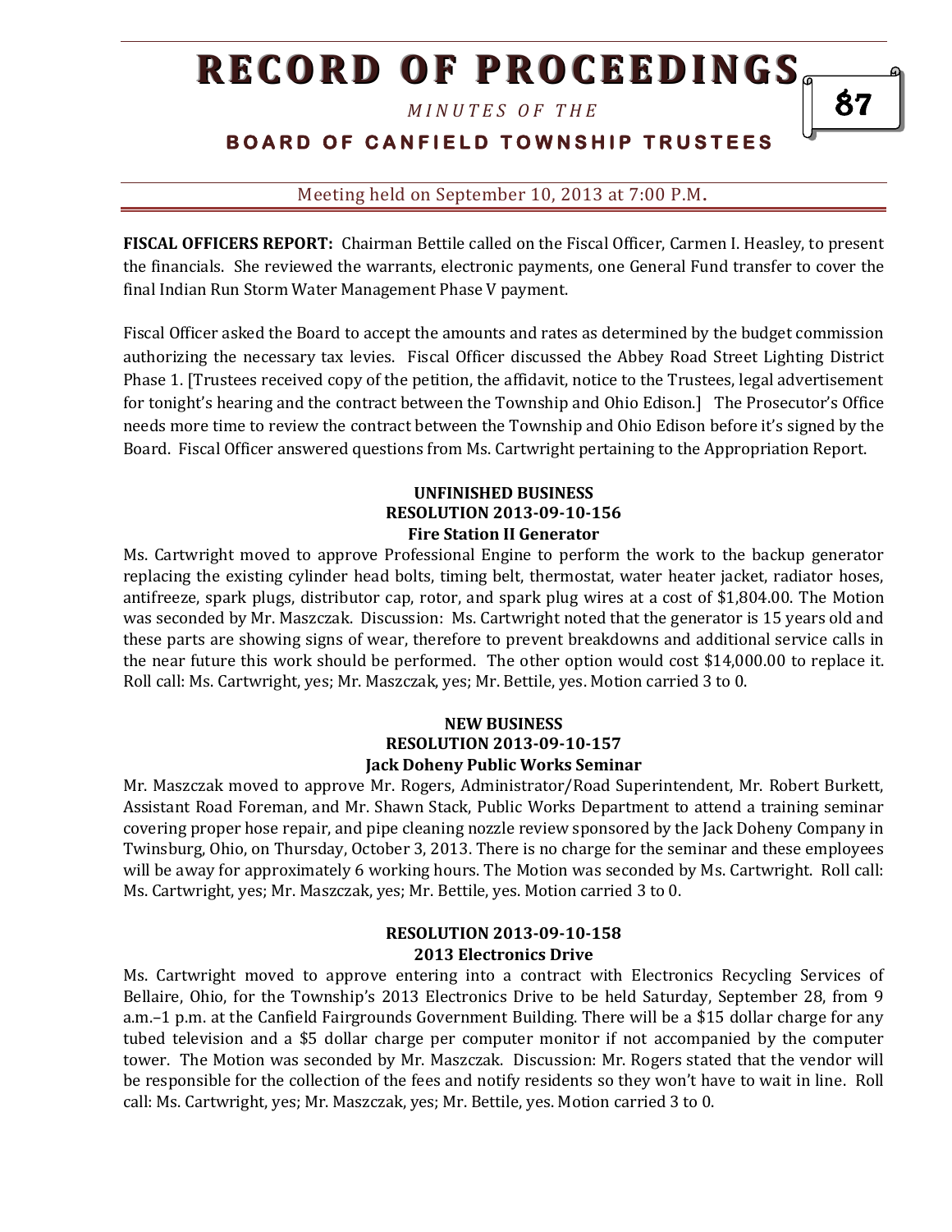**FISCAL OFFICERS REPORT:** Chairman Bettile called on the Fiscal Officer, Carmen I. Heasley, to present the financials. She reviewed the warrants, electronic payments, one General Fund transfer to cover the final Indian Run Storm Water Management Phase V payment.

Fiscal Officer asked the Board to accept the amounts and rates as determined by the budget commission authorizing the necessary tax levies. Fiscal Officer discussed the Abbey Road Street Lighting District Phase 1. [Trustees received copy of the petition, the affidavit, notice to the Trustees, legal advertisement for tonight's hearing and the contract between the Township and Ohio Edison.] The Prosecutor's Office needs more time to review the contract between the Township and Ohio Edison before it's signed by the Board. Fiscal Officer answered questions from Ms. Cartwright pertaining to the Appropriation Report.

**UNFINISHED BUSINESS**
**RESOLUTION 2013-09-10-156**
**Fire Station II Generator**

Ms. Cartwright moved to approve Professional Engine to perform the work to the backup generator replacing the existing cylinder head bolts, timing belt, thermostat, water heater jacket, radiator hoses, antifreeze, spark plugs, distributor cap, rotor, and spark plug wires at a cost of $1,804.00. The Motion was seconded by Mr. Maszczak. Discussion: Ms. Cartwright noted that the generator is 15 years old and these parts are showing signs of wear, therefore to prevent breakdowns and additional service calls in the near future this work should be performed. The other option would cost $14,000.00 to replace it. Roll call: Ms. Cartwright, yes; Mr. Maszczak, yes; Mr. Bettile, yes. Motion carried 3 to 0.

**NEW BUSINESS**
**RESOLUTION 2013-09-10-157**
**Jack Doheny Public Works Seminar**

Mr. Maszczak moved to approve Mr. Rogers, Administrator/Road Superintendent, Mr. Robert Burkett, Assistant Road Foreman, and Mr. Shawn Stack, Public Works Department to attend a training seminar covering proper hose repair, and pipe cleaning nozzle review sponsored by the Jack Doheny Company in Twinsburg, Ohio, on Thursday, October 3, 2013. There is no charge for the seminar and these employees will be away for approximately 6 working hours. The Motion was seconded by Ms. Cartwright. Roll call: Ms. Cartwright, yes; Mr. Maszczak, yes; Mr. Bettile, yes. Motion carried 3 to 0.

**RESOLUTION 2013-09-10-158**
**2013 Electronics Drive**

Ms. Cartwright moved to approve entering into a contract with Electronics Recycling Services of Bellaire, Ohio, for the Township's 2013 Electronics Drive to be held Saturday, September 28, from 9 a.m.–1 p.m. at the Canfield Fairgrounds Government Building. There will be a $15 dollar charge for any tubed television and a $5 dollar charge per computer monitor if not accompanied by the computer tower. The Motion was seconded by Mr. Maszczak. Discussion: Mr. Rogers stated that the vendor will be responsible for the collection of the fees and notify residents so they won't have to wait in line. Roll call: Ms. Cartwright, yes; Mr. Maszczak, yes; Mr. Bettile, yes. Motion carried 3 to 0.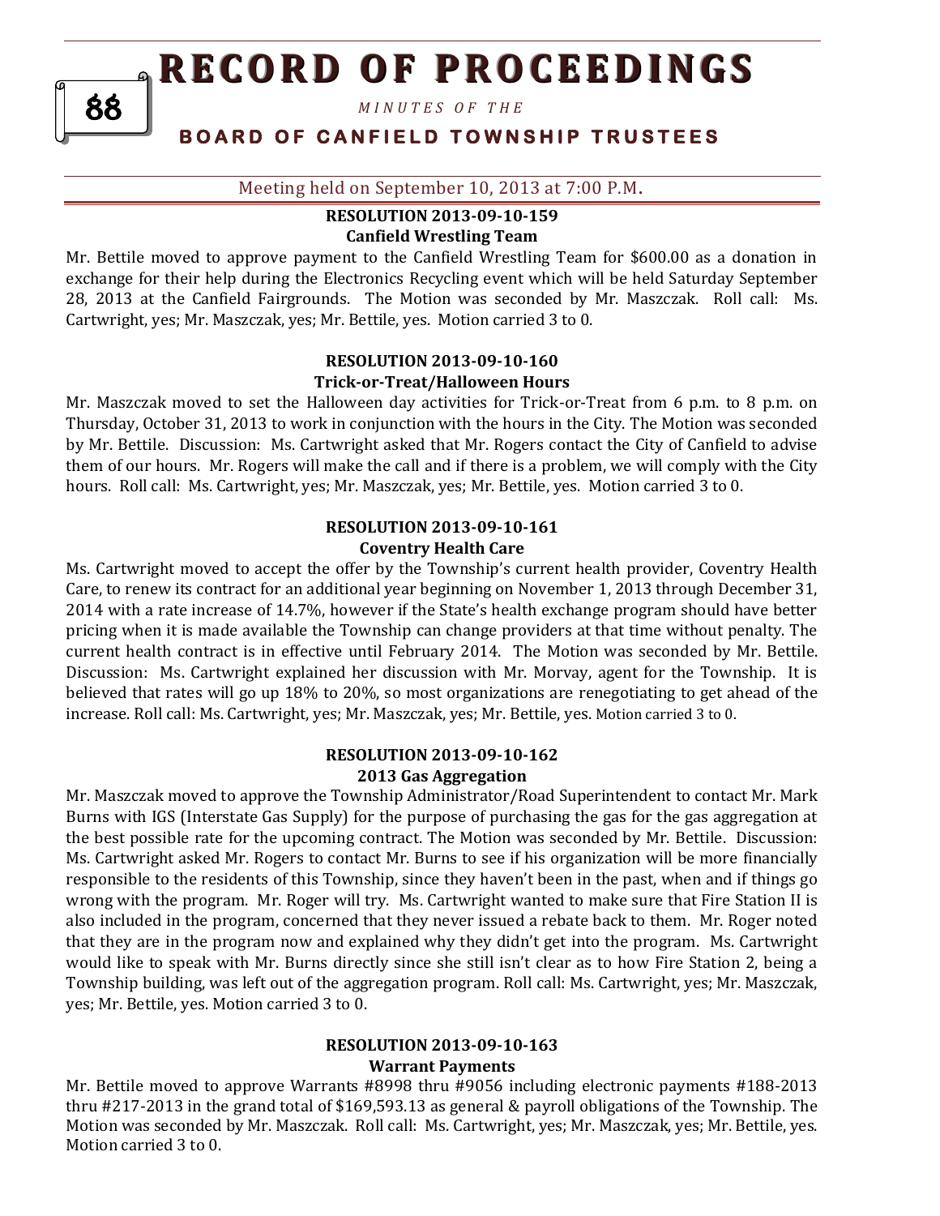Meeting held on September 10, 2013 at 7:00 P.M.

**RESOLUTION 2013-09-10-159**
**Canfield Wrestling Team**

Mr. Bettile moved to approve payment to the Canfield Wrestling Team for $600.00 as a donation in exchange for their help during the Electronics Recycling event which will be held Saturday September 28, 2013 at the Canfield Fairgrounds. The Motion was seconded by Mr. Maszczak. Roll call: Ms. Cartwright, yes; Mr. Maszczak, yes; Mr. Bettile, yes. Motion carried 3 to 0.

**RESOLUTION 2013-09-10-160**
**Trick-or-Treat/Halloween Hours**

Mr. Maszczak moved to set the Halloween day activities for Trick-or-Treat from 6 p.m. to 8 p.m. on Thursday, October 31, 2013 to work in conjunction with the hours in the City. The Motion was seconded by Mr. Bettile. Discussion: Ms. Cartwright asked that Mr. Rogers contact the City of Canfield to advise them of our hours. Mr. Rogers will make the call and if there is a problem, we will comply with the City hours. Roll call: Ms. Cartwright, yes; Mr. Maszczak, yes; Mr. Bettile, yes. Motion carried 3 to 0.

**RESOLUTION 2013-09-10-161**
**Coventry Health Care**

Ms. Cartwright moved to accept the offer by the Township's current health provider, Coventry Health Care, to renew its contract for an additional year beginning on November 1, 2013 through December 31, 2014 with a rate increase of 14.7%, however if the State's health exchange program should have better pricing when it is made available the Township can change providers at that time without penalty. The current health contract is in effective until February 2014. The Motion was seconded by Mr. Bettile. Discussion: Ms. Cartwright explained her discussion with Mr. Morvay, agent for the Township. It is believed that rates will go up 18% to 20%, so most organizations are renegotiating to get ahead of the increase. Roll call: Ms. Cartwright, yes; Mr. Maszczak, yes; Mr. Bettile, yes. Motion carried 3 to 0.

**RESOLUTION 2013-09-10-162**
**2013 Gas Aggregation**

Mr. Maszczak moved to approve the Township Administrator/Road Superintendent to contact Mr. Mark Burns with IGS (Interstate Gas Supply) for the purpose of purchasing the gas for the gas aggregation at the best possible rate for the upcoming contract. The Motion was seconded by Mr. Bettile. Discussion: Ms. Cartwright asked Mr. Rogers to contact Mr. Burns to see if his organization will be more financially responsible to the residents of this Township, since they haven't been in the past, when and if things go wrong with the program. Mr. Roger will try. Ms. Cartwright wanted to make sure that Fire Station II is also included in the program, concerned that they never issued a rebate back to them. Mr. Roger noted that they are in the program now and explained why they didn't get into the program. Ms. Cartwright would like to speak with Mr. Burns directly since she still isn't clear as to how Fire Station 2, being a Township building, was left out of the aggregation program. Roll call: Ms. Cartwright, yes; Mr. Maszczak, yes; Mr. Bettile, yes. Motion carried 3 to 0.

**RESOLUTION 2013-09-10-163**
**Warrant Payments**

Mr. Bettile moved to approve Warrants #8998 thru #9056 including electronic payments #188-2013 thru #217-2013 in the grand total of $169,593.13 as general & payroll obligations of the Township. The Motion was seconded by Mr. Maszczak. Roll call: Ms. Cartwright, yes; Mr. Maszczak, yes; Mr. Bettile, yes. Motion carried 3 to 0.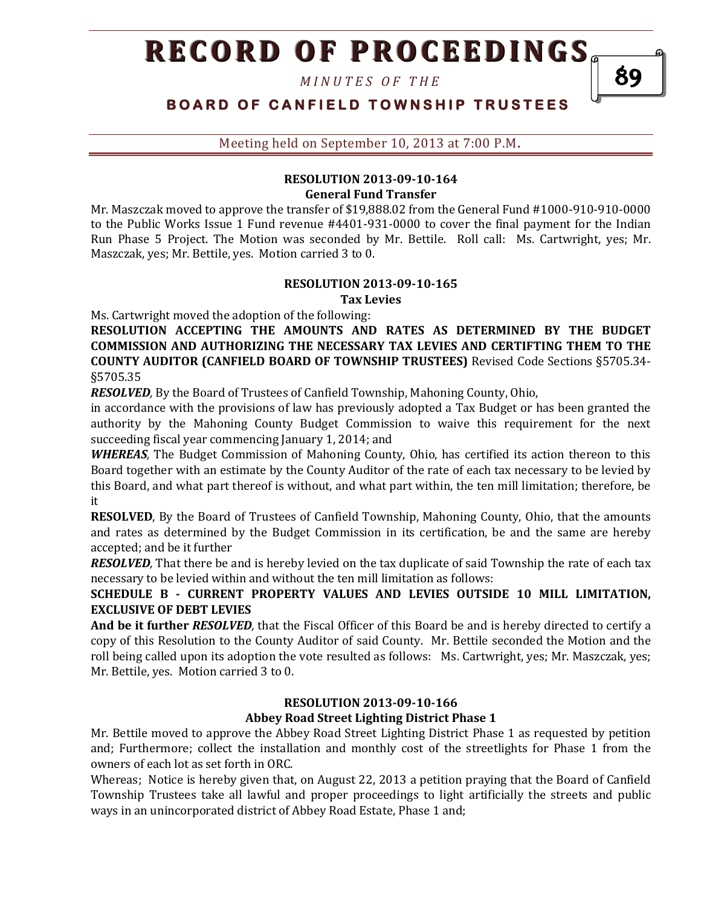**RESOLUTION 2013-09-10-164**
**General Fund Transfer**

Mr. Maszczak moved to approve the transfer of $19,888.02 from the General Fund #1000-910-910-0000 to the Public Works Issue 1 Fund revenue #4401-931-0000 to cover the final payment for the Indian Run Phase 5 Project. The Motion was seconded by Mr. Bettile. Roll call: Ms. Cartwright, yes; Mr. Maszczak, yes; Mr. Bettile, yes. Motion carried 3 to 0.

**RESOLUTION 2013-09-10-165**
**Tax Levies**

Ms. Cartwright moved the adoption of the following:

**RESOLUTION ACCEPTING THE AMOUNTS AND RATES AS DETERMINED BY THE BUDGET COMMISSION AND AUTHORIZING THE NECESSARY TAX LEVIES AND CERTIFTING THEM TO THE COUNTY AUDITOR (CANFIELD BOARD OF TOWNSHIP TRUSTEES)** Revised Code Sections §5705.34-§5705.35

***RESOLVED,*** By the Board of Trustees of Canfield Township, Mahoning County, Ohio, in accordance with the provisions of law has previously adopted a Tax Budget or has been granted the authority by the Mahoning County Budget Commission to waive this requirement for the next succeeding fiscal year commencing January 1, 2014; and

***WHEREAS,*** The Budget Commission of Mahoning County, Ohio, has certified its action thereon to this Board together with an estimate by the County Auditor of the rate of each tax necessary to be levied by this Board, and what part thereof is without, and what part within, the ten mill limitation; therefore, be it

**RESOLVED**, By the Board of Trustees of Canfield Township, Mahoning County, Ohio, that the amounts and rates as determined by the Budget Commission in its certification, be and the same are hereby accepted; and be it further

***RESOLVED,*** That there be and is hereby levied on the tax duplicate of said Township the rate of each tax necessary to be levied within and without the ten mill limitation as follows:

**SCHEDULE B - CURRENT PROPERTY VALUES AND LEVIES OUTSIDE 10 MILL LIMITATION, EXCLUSIVE OF DEBT LEVIES**

**And be it further *RESOLVED,*** that the Fiscal Officer of this Board be and is hereby directed to certify a copy of this Resolution to the County Auditor of said County. Mr. Bettile seconded the Motion and the roll being called upon its adoption the vote resulted as follows: Ms. Cartwright, yes; Mr. Maszczak, yes; Mr. Bettile, yes. Motion carried 3 to 0.

**RESOLUTION 2013-09-10-166**
**Abbey Road Street Lighting District Phase 1**

Mr. Bettile moved to approve the Abbey Road Street Lighting District Phase 1 as requested by petition and; Furthermore; collect the installation and monthly cost of the streetlights for Phase 1 from the owners of each lot as set forth in ORC.

Whereas; Notice is hereby given that, on August 22, 2013 a petition praying that the Board of Canfield Township Trustees take all lawful and proper proceedings to light artificially the streets and public ways in an unincorporated district of Abbey Road Estate, Phase 1 and;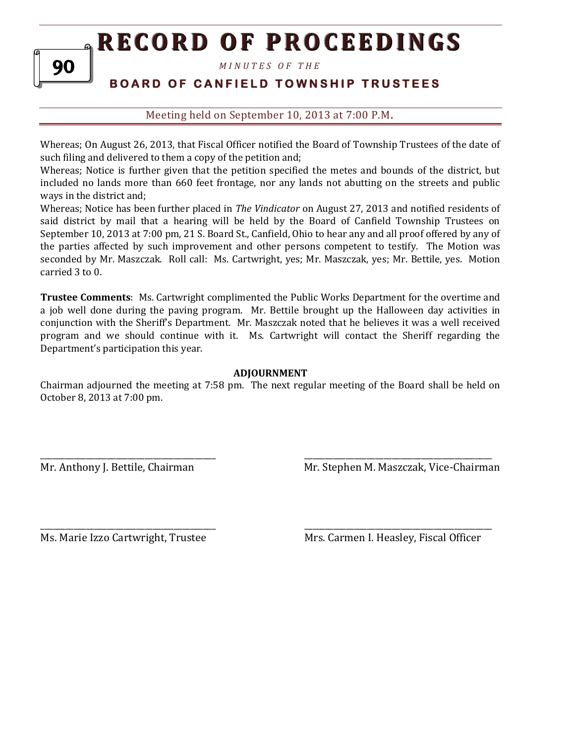Whereas; On August 26, 2013, that Fiscal Officer notified the Board of Township Trustees of the date of such filing and delivered to them a copy of the petition and;

Whereas; Notice is further given that the petition specified the metes and bounds of the district, but included no lands more than 660 feet frontage, nor any lands not abutting on the streets and public ways in the district and;

Whereas; Notice has been further placed in *The Vindicator* on August 27, 2013 and notified residents of said district by mail that a hearing will be held by the Board of Canfield Township Trustees on September 10, 2013 at 7:00 pm, 21 S. Board St., Canfield, Ohio to hear any and all proof offered by any of the parties affected by such improvement and other persons competent to testify. The Motion was seconded by Mr. Maszczak. Roll call: Ms. Cartwright, yes; Mr. Maszczak, yes; Mr. Bettile, yes. Motion carried 3 to 0.

**Trustee Comments**: Ms. Cartwright complimented the Public Works Department for the overtime and a job well done during the paving program. Mr. Bettile brought up the Halloween day activities in conjunction with the Sheriff's Department. Mr. Maszczak noted that he believes it was a well received program and we should continue with it. Ms. Cartwright will contact the Sheriff regarding the Department's participation this year.

**ADJOURNMENT**

Chairman adjourned the meeting at 7:58 pm. The next regular meeting of the Board shall be held on October 8, 2013 at 7:00 pm.

\_\_\_\_\_\_\_\_\_\_\_\_\_\_\_\_\_\_\_\_\_\_\_\_\_\_\_\_\_\_\_\_\_\_\_\_\_\_\_\_
Mr. Anthony J. Bettile, Chairman

\_\_\_\_\_\_\_\_\_\_\_\_\_\_\_\_\_\_\_\_\_\_\_\_\_\_\_\_\_\_\_\_\_\_\_\_\_\_\_\_
Mr. Stephen M. Maszczak, Vice-Chairman

\_\_\_\_\_\_\_\_\_\_\_\_\_\_\_\_\_\_\_\_\_\_\_\_\_\_\_\_\_\_\_\_\_\_\_\_\_\_\_\_
Ms. Marie Izzo Cartwright, Trustee

\_\_\_\_\_\_\_\_\_\_\_\_\_\_\_\_\_\_\_\_\_\_\_\_\_\_\_\_\_\_\_\_\_\_\_\_\_\_\_\_
Mrs. Carmen I. Heasley, Fiscal Officer